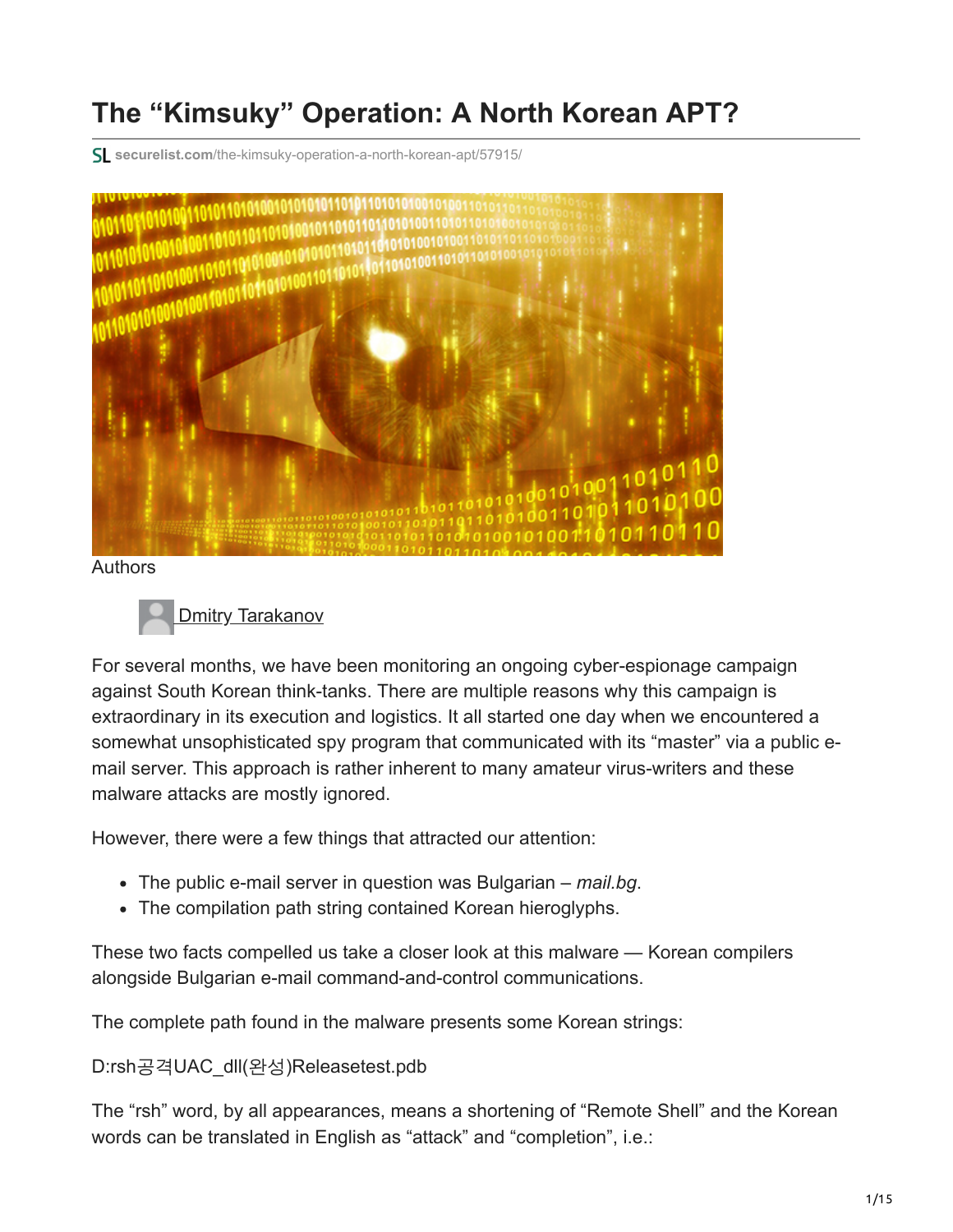# The "Kimsuky" Operation: A North Korean APT?

securelist.com/the-kimsuky-operation-a-north-korean-apt/57915/

Authors

Dmitry Tarakanov

For several months, we have been monitoring an ongoing cyber-espionage campaign against South Korean think-tanks. There are multiple reasons why this campaign is extraordinary in its execution and logistics. It all started one day when we encountered a somewhat unsophisticated spy program that communicated with its "master" via a public e-mail server. This approach is rather inherent to many amateur virus-writers and these malware attacks are mostly ignored.

However, there were a few things that attracted our attention:

- The public e-mail server in question was Bulgarian – *mail.bg*.
- The compilation path string contained Korean hieroglyphs.

These two facts compelled us take a closer look at this malware — Korean compilers alongside Bulgarian e-mail command-and-control communications.

The complete path found in the malware presents some Korean strings:

D:rsh공격UAC_dll(완성)Releasetest.pdb

The "rsh" word, by all appearances, means a shortening of "Remote Shell" and the Korean words can be translated in English as "attack" and "completion", i.e.: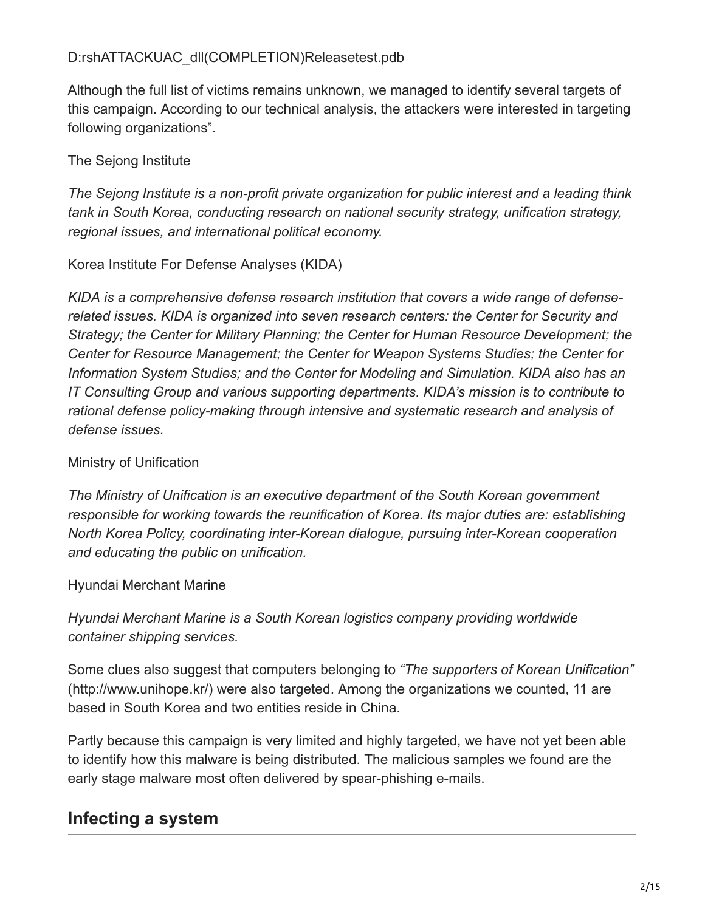D:rshATTACKUAC_dll(COMPLETION)Releasetest.pdb

Although the full list of victims remains unknown, we managed to identify several targets of this campaign. According to our technical analysis, the attackers were interested in targeting following organizations".

The Sejong Institute

*The Sejong Institute is a non-profit private organization for public interest and a leading think tank in South Korea, conducting research on national security strategy, unification strategy, regional issues, and international political economy.*

Korea Institute For Defense Analyses (KIDA)

*KIDA is a comprehensive defense research institution that covers a wide range of defense-related issues. KIDA is organized into seven research centers: the Center for Security and Strategy; the Center for Military Planning; the Center for Human Resource Development; the Center for Resource Management; the Center for Weapon Systems Studies; the Center for Information System Studies; and the Center for Modeling and Simulation. KIDA also has an IT Consulting Group and various supporting departments. KIDA's mission is to contribute to rational defense policy-making through intensive and systematic research and analysis of defense issues.*

Ministry of Unification

*The Ministry of Unification is an executive department of the South Korean government responsible for working towards the reunification of Korea. Its major duties are: establishing North Korea Policy, coordinating inter-Korean dialogue, pursuing inter-Korean cooperation and educating the public on unification.*

Hyundai Merchant Marine

*Hyundai Merchant Marine is a South Korean logistics company providing worldwide container shipping services.*

Some clues also suggest that computers belonging to *"The supporters of Korean Unification"* (http://www.unihope.kr/) were also targeted. Among the organizations we counted, 11 are based in South Korea and two entities reside in China.

Partly because this campaign is very limited and highly targeted, we have not yet been able to identify how this malware is being distributed. The malicious samples we found are the early stage malware most often delivered by spear-phishing e-mails.

## Infecting a system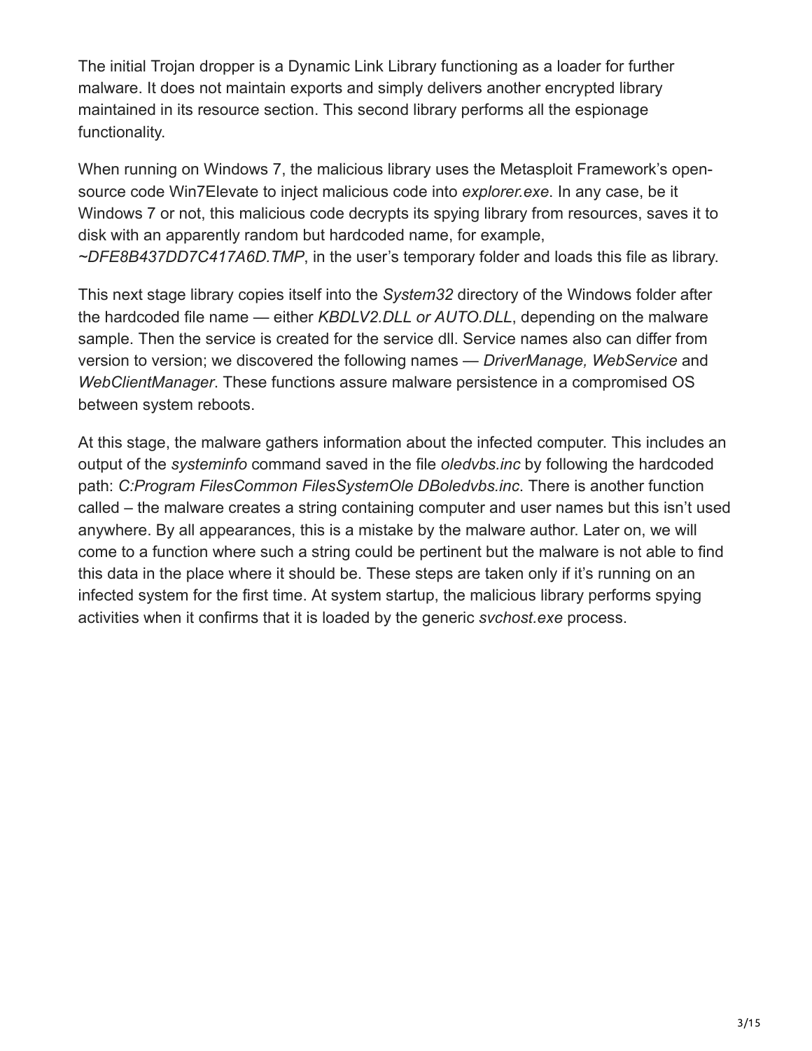The initial Trojan dropper is a Dynamic Link Library functioning as a loader for further malware. It does not maintain exports and simply delivers another encrypted library maintained in its resource section. This second library performs all the espionage functionality.

When running on Windows 7, the malicious library uses the Metasploit Framework's open-source code Win7Elevate to inject malicious code into *explorer.exe*. In any case, be it Windows 7 or not, this malicious code decrypts its spying library from resources, saves it to disk with an apparently random but hardcoded name, for example, *~DFE8B437DD7C417A6D.TMP*, in the user's temporary folder and loads this file as library.

This next stage library copies itself into the *System32* directory of the Windows folder after the hardcoded file name — either *KBDLV2.DLL or AUTO.DLL*, depending on the malware sample. Then the service is created for the service dll. Service names also can differ from version to version; we discovered the following names — *DriverManage, WebService* and *WebClientManager*. These functions assure malware persistence in a compromised OS between system reboots.

At this stage, the malware gathers information about the infected computer. This includes an output of the *systeminfo* command saved in the file *oledvbs.inc* by following the hardcoded path: *C:Program FilesCommon FilesSystemOle DBoledvbs.inc*. There is another function called – the malware creates a string containing computer and user names but this isn't used anywhere. By all appearances, this is a mistake by the malware author. Later on, we will come to a function where such a string could be pertinent but the malware is not able to find this data in the place where it should be. These steps are taken only if it's running on an infected system for the first time. At system startup, the malicious library performs spying activities when it confirms that it is loaded by the generic *svchost.exe* process.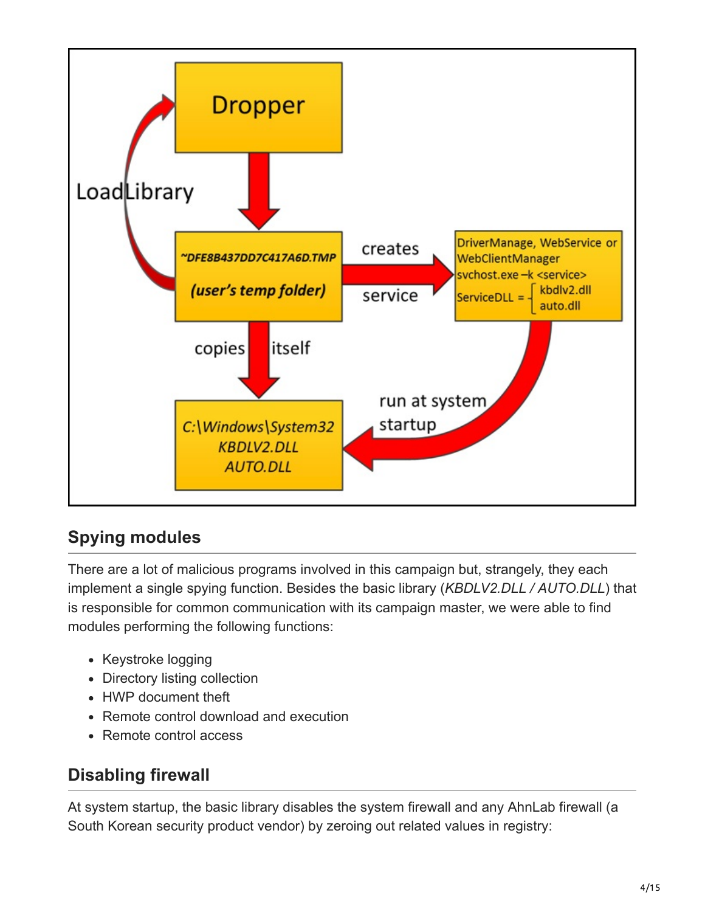## Spying modules

There are a lot of malicious programs involved in this campaign but, strangely, they each implement a single spying function. Besides the basic library (*KBDLV2.DLL / AUTO.DLL*) that is responsible for common communication with its campaign master, we were able to find modules performing the following functions:

- Keystroke logging
- Directory listing collection
- HWP document theft
- Remote control download and execution
- Remote control access

## Disabling firewall

At system startup, the basic library disables the system firewall and any AhnLab firewall (a South Korean security product vendor) by zeroing out related values in registry: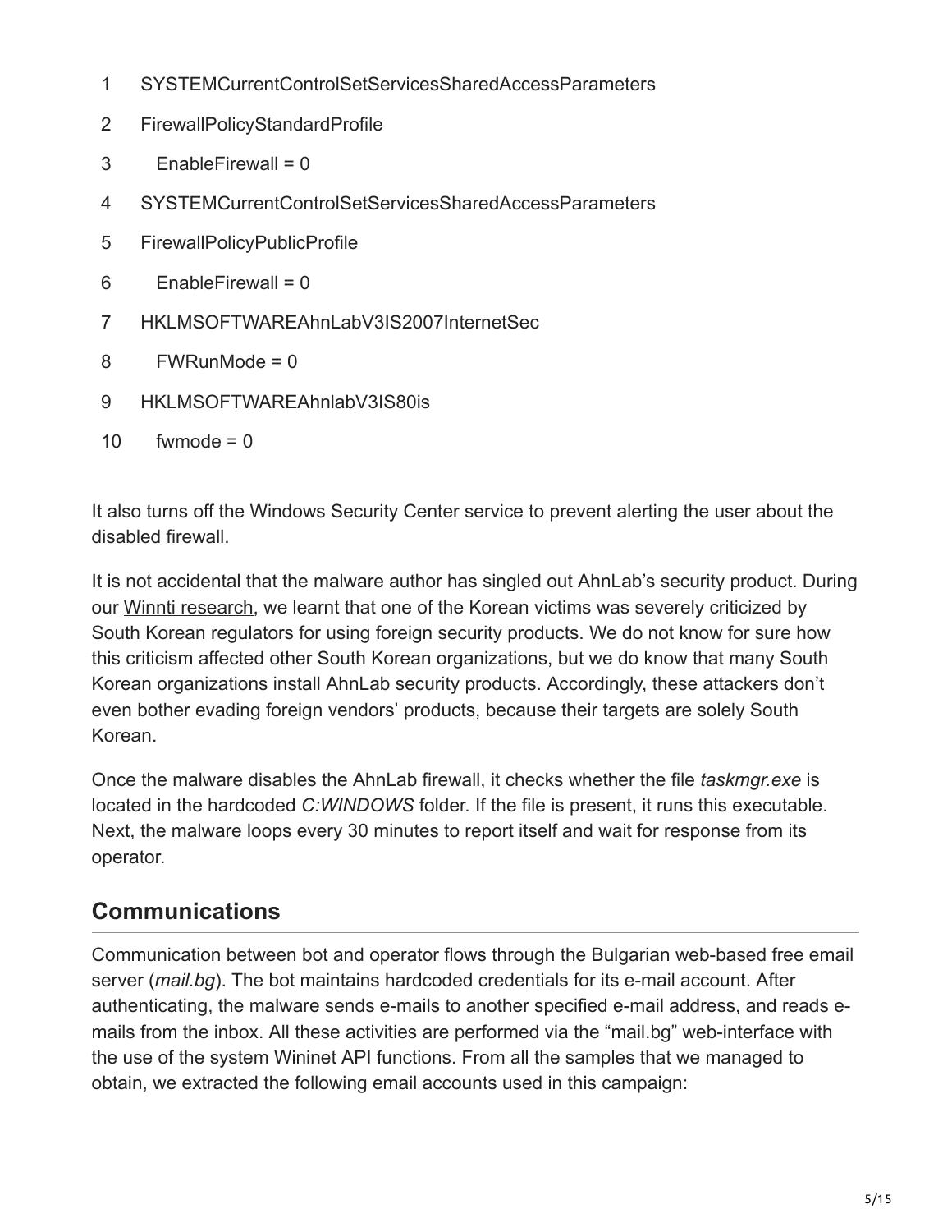```
1   SYSTEMCurrentControlSetServicesSharedAccessParameters
2   FirewallPolicyStandardProfile
3     EnableFirewall = 0
4   SYSTEMCurrentControlSetServicesSharedAccessParameters
5   FirewallPolicyPublicProfile
6     EnableFirewall = 0
7   HKLMSOFTWAREAhnLabV3IS2007InternetSec
8     FWRunMode = 0
9   HKLMSOFTWAREAhnlabV3IS80is
10    fwmode = 0
```

It also turns off the Windows Security Center service to prevent alerting the user about the disabled firewall.

It is not accidental that the malware author has singled out AhnLab's security product. During our Winnti research, we learnt that one of the Korean victims was severely criticized by South Korean regulators for using foreign security products. We do not know for sure how this criticism affected other South Korean organizations, but we do know that many South Korean organizations install AhnLab security products. Accordingly, these attackers don't even bother evading foreign vendors' products, because their targets are solely South Korean.

Once the malware disables the AhnLab firewall, it checks whether the file *taskmgr.exe* is located in the hardcoded *C:WINDOWS* folder. If the file is present, it runs this executable. Next, the malware loops every 30 minutes to report itself and wait for response from its operator.

## Communications

Communication between bot and operator flows through the Bulgarian web-based free email server (*mail.bg*). The bot maintains hardcoded credentials for its e-mail account. After authenticating, the malware sends e-mails to another specified e-mail address, and reads e-mails from the inbox. All these activities are performed via the "mail.bg" web-interface with the use of the system Wininet API functions. From all the samples that we managed to obtain, we extracted the following email accounts used in this campaign: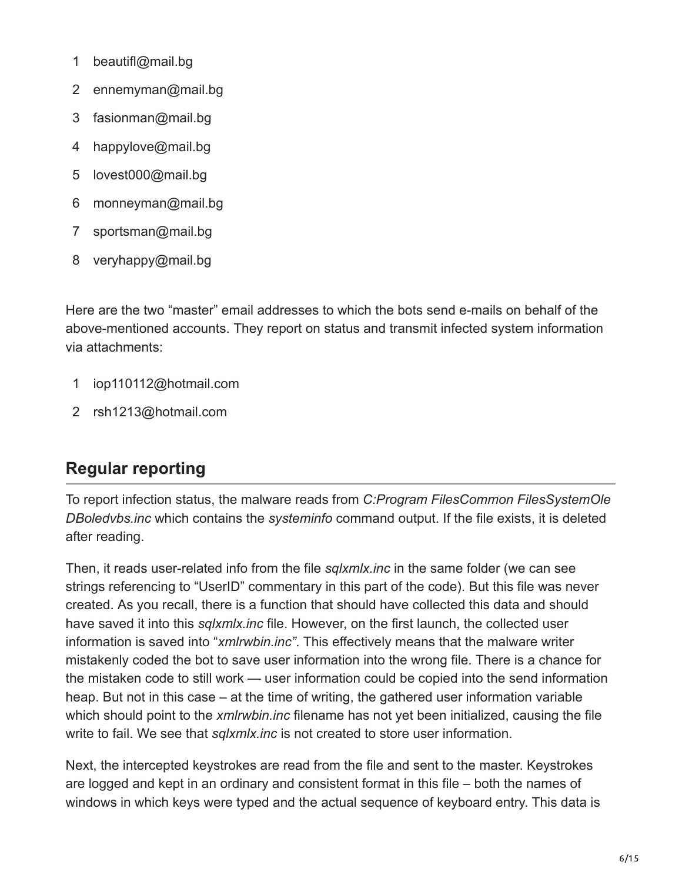1. beautifl@mail.bg
2. ennemyman@mail.bg
3. fasionman@mail.bg
4. happylove@mail.bg
5. lovest000@mail.bg
6. monneyman@mail.bg
7. sportsman@mail.bg
8. veryhappy@mail.bg

Here are the two "master" email addresses to which the bots send e-mails on behalf of the above-mentioned accounts. They report on status and transmit infected system information via attachments:

1. iop110112@hotmail.com
2. rsh1213@hotmail.com

## Regular reporting

To report infection status, the malware reads from *C:Program FilesCommon FilesSystemOle DBoledvbs.inc* which contains the *systeminfo* command output. If the file exists, it is deleted after reading.

Then, it reads user-related info from the file *sqlxmlx.inc* in the same folder (we can see strings referencing to "UserID" commentary in this part of the code). But this file was never created. As you recall, there is a function that should have collected this data and should have saved it into this *sqlxmlx.inc* file. However, on the first launch, the collected user information is saved into "*xmlrwbin.inc"*. This effectively means that the malware writer mistakenly coded the bot to save user information into the wrong file. There is a chance for the mistaken code to still work — user information could be copied into the send information heap. But not in this case – at the time of writing, the gathered user information variable which should point to the *xmlrwbin.inc* filename has not yet been initialized, causing the file write to fail. We see that *sqlxmlx.inc* is not created to store user information.

Next, the intercepted keystrokes are read from the file and sent to the master. Keystrokes are logged and kept in an ordinary and consistent format in this file – both the names of windows in which keys were typed and the actual sequence of keyboard entry. This data is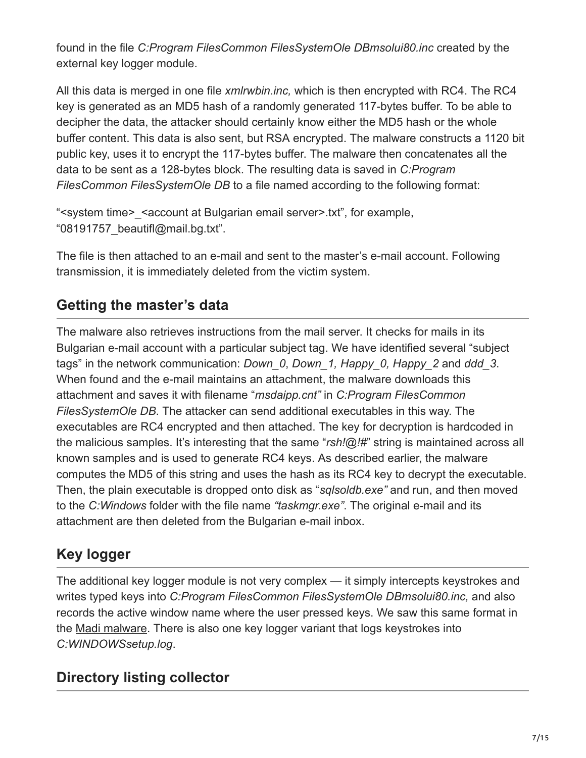found in the file *C:Program FilesCommon FilesSystemOle DBmsolui80.inc* created by the external key logger module.

All this data is merged in one file *xmlrwbin.inc,* which is then encrypted with RC4. The RC4 key is generated as an MD5 hash of a randomly generated 117-bytes buffer. To be able to decipher the data, the attacker should certainly know either the MD5 hash or the whole buffer content. This data is also sent, but RSA encrypted. The malware constructs a 1120 bit public key, uses it to encrypt the 117-bytes buffer. The malware then concatenates all the data to be sent as a 128-bytes block. The resulting data is saved in *C:Program FilesCommon FilesSystemOle DB* to a file named according to the following format:

"<system time>_<account at Bulgarian email server>.txt", for example, "08191757_beautifl@mail.bg.txt".

The file is then attached to an e-mail and sent to the master's e-mail account. Following transmission, it is immediately deleted from the victim system.

## Getting the master's data

The malware also retrieves instructions from the mail server. It checks for mails in its Bulgarian e-mail account with a particular subject tag. We have identified several "subject tags" in the network communication: *Down_0*, *Down_1, Happy_0, Happy_2* and *ddd_3*. When found and the e-mail maintains an attachment, the malware downloads this attachment and saves it with filename "*msdaipp.cnt"* in *C:Program FilesCommon FilesSystemOle DB*. The attacker can send additional executables in this way. The executables are RC4 encrypted and then attached. The key for decryption is hardcoded in the malicious samples. It's interesting that the same "*rsh!@!#*" string is maintained across all known samples and is used to generate RC4 keys. As described earlier, the malware computes the MD5 of this string and uses the hash as its RC4 key to decrypt the executable. Then, the plain executable is dropped onto disk as "*sqlsoldb.exe"* and run, and then moved to the *C:Windows* folder with the file name *"taskmgr.exe"*. The original e-mail and its attachment are then deleted from the Bulgarian e-mail inbox.

## Key logger

The additional key logger module is not very complex — it simply intercepts keystrokes and writes typed keys into *C:Program FilesCommon FilesSystemOle DBmsolui80.inc,* and also records the active window name where the user pressed keys. We saw this same format in the Madi malware. There is also one key logger variant that logs keystrokes into *C:WINDOWSsetup.log*.

## Directory listing collector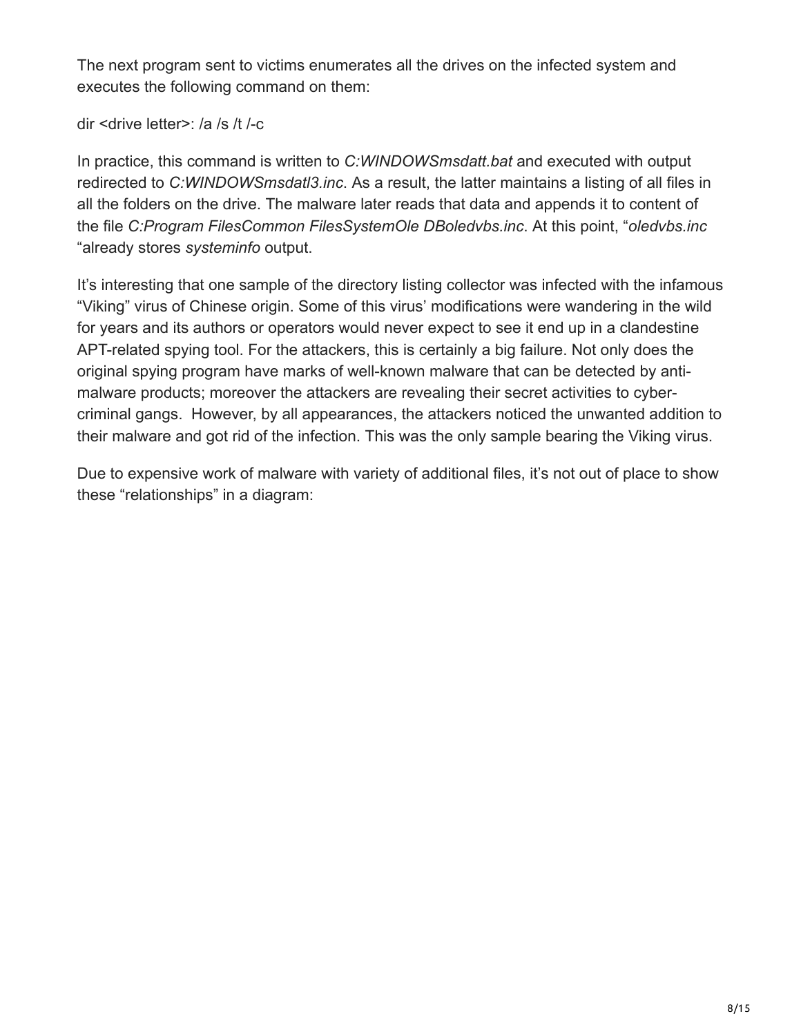The next program sent to victims enumerates all the drives on the infected system and executes the following command on them:

dir <drive letter>: /a /s /t /-c

In practice, this command is written to *C:WINDOWSmsdatt.bat* and executed with output redirected to *C:WINDOWSmsdatl3.inc*. As a result, the latter maintains a listing of all files in all the folders on the drive. The malware later reads that data and appends it to content of the file *C:Program FilesCommon FilesSystemOle DBoledvbs.inc*. At this point, "*oledvbs.inc* "already stores *systeminfo* output.

It's interesting that one sample of the directory listing collector was infected with the infamous "Viking" virus of Chinese origin. Some of this virus' modifications were wandering in the wild for years and its authors or operators would never expect to see it end up in a clandestine APT-related spying tool. For the attackers, this is certainly a big failure. Not only does the original spying program have marks of well-known malware that can be detected by anti-malware products; moreover the attackers are revealing their secret activities to cyber-criminal gangs. However, by all appearances, the attackers noticed the unwanted addition to their malware and got rid of the infection. This was the only sample bearing the Viking virus.

Due to expensive work of malware with variety of additional files, it's not out of place to show these "relationships" in a diagram: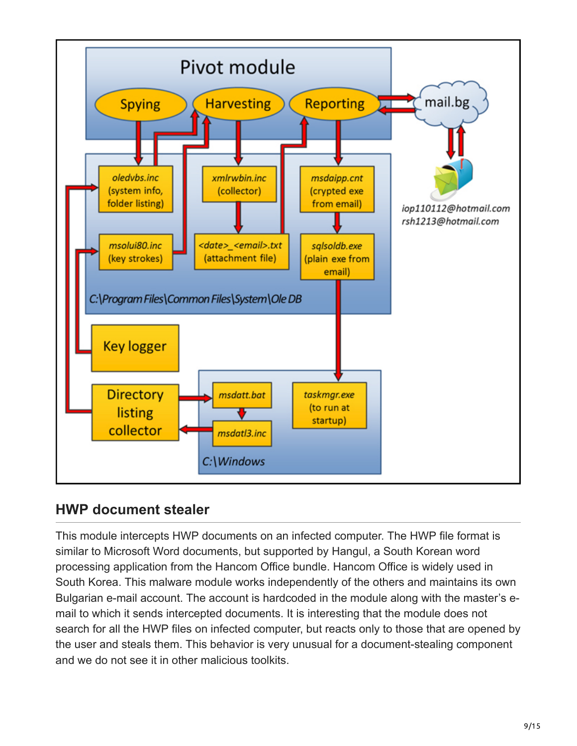## HWP document stealer

This module intercepts HWP documents on an infected computer. The HWP file format is similar to Microsoft Word documents, but supported by Hangul, a South Korean word processing application from the Hancom Office bundle. Hancom Office is widely used in South Korea. This malware module works independently of the others and maintains its own Bulgarian e-mail account. The account is hardcoded in the module along with the master's e-mail to which it sends intercepted documents. It is interesting that the module does not search for all the HWP files on infected computer, but reacts only to those that are opened by the user and steals them. This behavior is very unusual for a document-stealing component and we do not see it in other malicious toolkits.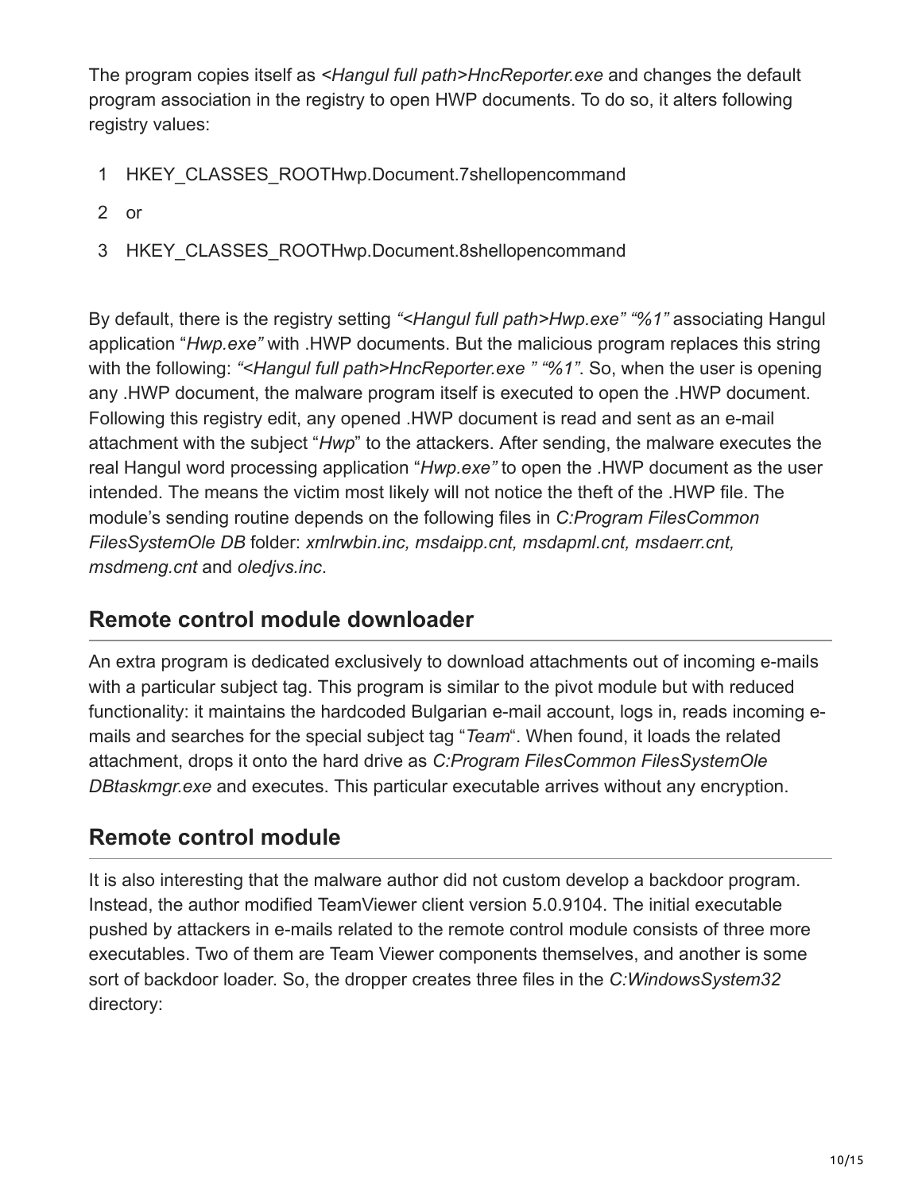The program copies itself as *<Hangul full path>HncReporter.exe* and changes the default program association in the registry to open HWP documents. To do so, it alters following registry values:

```
1  HKEY_CLASSES_ROOTHwp.Document.7shellopencommand
2  or
3  HKEY_CLASSES_ROOTHwp.Document.8shellopencommand
```

By default, there is the registry setting *"<Hangul full path>Hwp.exe" "%1"* associating Hangul application "*Hwp.exe"* with .HWP documents. But the malicious program replaces this string with the following: *"<Hangul full path>HncReporter.exe " "%1"*. So, when the user is opening any .HWP document, the malware program itself is executed to open the .HWP document. Following this registry edit, any opened .HWP document is read and sent as an e-mail attachment with the subject "*Hwp*" to the attackers. After sending, the malware executes the real Hangul word processing application "*Hwp.exe"* to open the .HWP document as the user intended. The means the victim most likely will not notice the theft of the .HWP file. The module's sending routine depends on the following files in *C:Program FilesCommon FilesSystemOle DB* folder: *xmlrwbin.inc, msdaipp.cnt, msdapml.cnt, msdaerr.cnt, msdmeng.cnt* and *oledjvs.inc*.

## Remote control module downloader

An extra program is dedicated exclusively to download attachments out of incoming e-mails with a particular subject tag. This program is similar to the pivot module but with reduced functionality: it maintains the hardcoded Bulgarian e-mail account, logs in, reads incoming e-mails and searches for the special subject tag "*Team*". When found, it loads the related attachment, drops it onto the hard drive as *C:Program FilesCommon FilesSystemOle DBtaskmgr.exe* and executes. This particular executable arrives without any encryption.

## Remote control module

It is also interesting that the malware author did not custom develop a backdoor program. Instead, the author modified TeamViewer client version 5.0.9104. The initial executable pushed by attackers in e-mails related to the remote control module consists of three more executables. Two of them are Team Viewer components themselves, and another is some sort of backdoor loader. So, the dropper creates three files in the *C:WindowsSystem32* directory: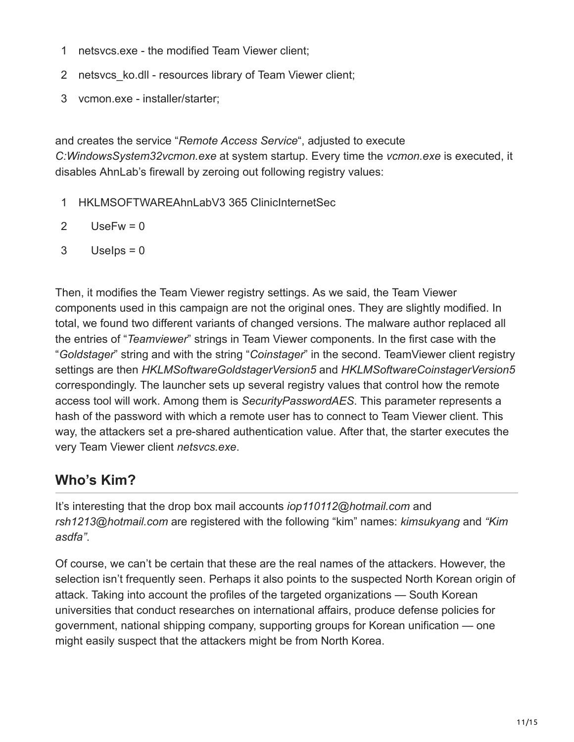```
1 netsvcs.exe - the modified Team Viewer client;
2 netsvcs_ko.dll - resources library of Team Viewer client;
3 vcmon.exe - installer/starter;
```

and creates the service "*Remote Access Service*", adjusted to execute *C:WindowsSystem32vcmon.exe* at system startup. Every time the *vcmon.exe* is executed, it disables AhnLab's firewall by zeroing out following registry values:

```
1 HKLMSOFTWAREAhnLabV3 365 ClinicInternetSec
2    UseFw = 0
3    UseIps = 0
```

Then, it modifies the Team Viewer registry settings. As we said, the Team Viewer components used in this campaign are not the original ones. They are slightly modified. In total, we found two different variants of changed versions. The malware author replaced all the entries of "*Teamviewer*" strings in Team Viewer components. In the first case with the "*Goldstager*" string and with the string "*Coinstager*" in the second. TeamViewer client registry settings are then *HKLMSoftwareGoldstagerVersion5* and *HKLMSoftwareCoinstagerVersion5* correspondingly. The launcher sets up several registry values that control how the remote access tool will work. Among them is *SecurityPasswordAES*. This parameter represents a hash of the password with which a remote user has to connect to Team Viewer client. This way, the attackers set a pre-shared authentication value. After that, the starter executes the very Team Viewer client *netsvcs.exe*.

## Who's Kim?

It's interesting that the drop box mail accounts *iop110112@hotmail.com* and *rsh1213@hotmail.com* are registered with the following "kim" names: *kimsukyang* and *"Kim asdfa"*.

Of course, we can't be certain that these are the real names of the attackers. However, the selection isn't frequently seen. Perhaps it also points to the suspected North Korean origin of attack. Taking into account the profiles of the targeted organizations — South Korean universities that conduct researches on international affairs, produce defense policies for government, national shipping company, supporting groups for Korean unification — one might easily suspect that the attackers might be from North Korea.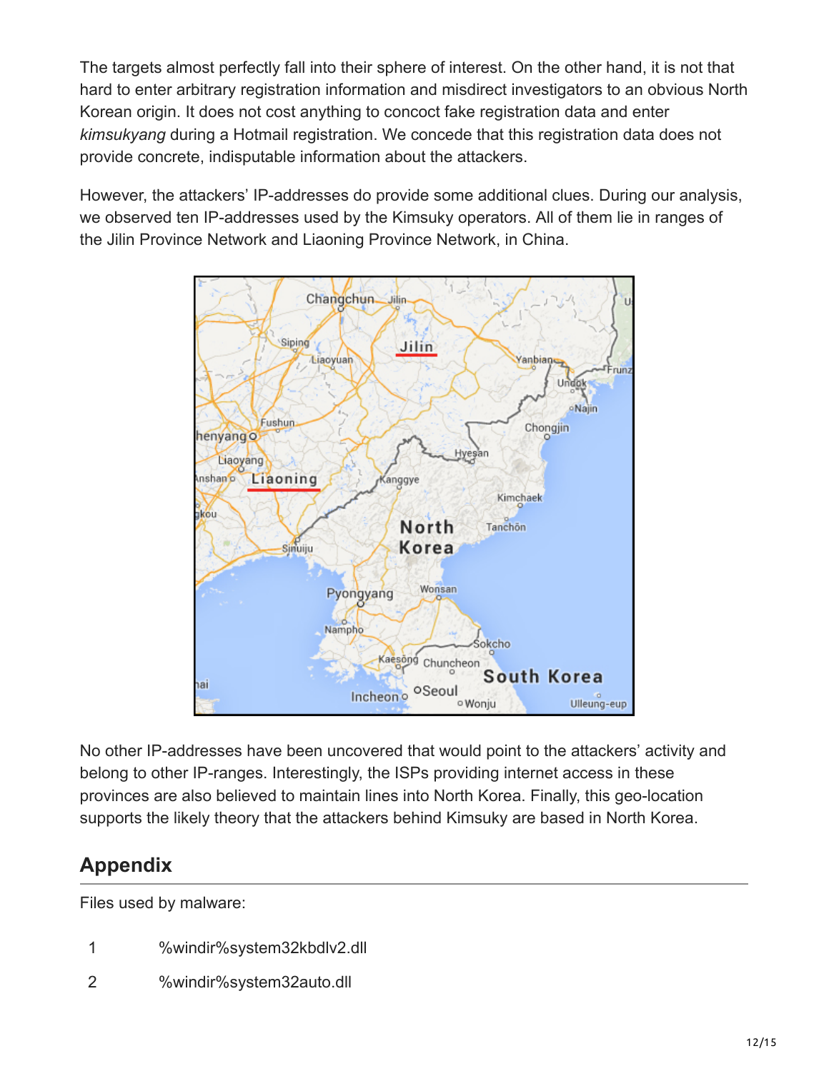The targets almost perfectly fall into their sphere of interest. On the other hand, it is not that hard to enter arbitrary registration information and misdirect investigators to an obvious North Korean origin. It does not cost anything to concoct fake registration data and enter *kimsukyang* during a Hotmail registration. We concede that this registration data does not provide concrete, indisputable information about the attackers.

However, the attackers' IP-addresses do provide some additional clues. During our analysis, we observed ten IP-addresses used by the Kimsuky operators. All of them lie in ranges of the Jilin Province Network and Liaoning Province Network, in China.

No other IP-addresses have been uncovered that would point to the attackers' activity and belong to other IP-ranges. Interestingly, the ISPs providing internet access in these provinces are also believed to maintain lines into North Korea. Finally, this geo-location supports the likely theory that the attackers behind Kimsuky are based in North Korea.

## Appendix

Files used by malware:

| | |
|---|---|
| 1 | %windir%system32kbdlv2.dll |
| 2 | %windir%system32auto.dll |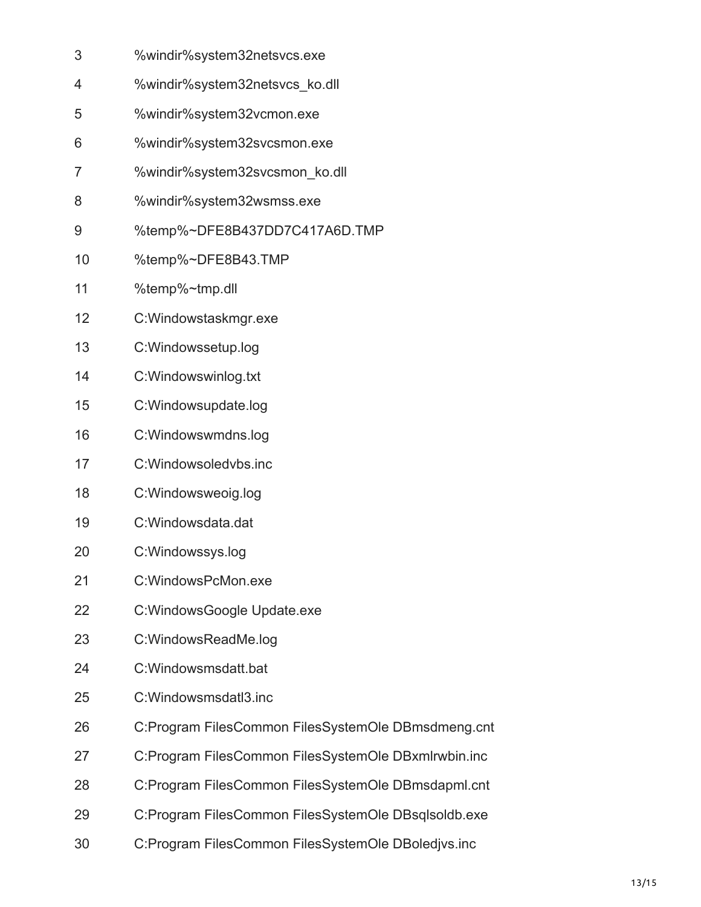```
3	%windir%system32netsvcs.exe
4	%windir%system32netsvcs_ko.dll
5	%windir%system32vcmon.exe
6	%windir%system32svcsmon.exe
7	%windir%system32svcsmon_ko.dll
8	%windir%system32wsmss.exe
9	%temp%~DFE8B437DD7C417A6D.TMP
10	%temp%~DFE8B43.TMP
11	%temp%~tmp.dll
12	C:Windowstaskmgr.exe
13	C:Windowssetup.log
14	C:Windowswinlog.txt
15	C:Windowsupdate.log
16	C:Windowswmdns.log
17	C:Windowsoledvbs.inc
18	C:Windowsweoig.log
19	C:Windowsdata.dat
20	C:Windowssys.log
21	C:WindowsPcMon.exe
22	C:WindowsGoogle Update.exe
23	C:WindowsReadMe.log
24	C:Windowsmsdatt.bat
25	C:Windowsmsdatl3.inc
26	C:Program FilesCommon FilesSystemOle DBmsdmeng.cnt
27	C:Program FilesCommon FilesSystemOle DBxmlrwbin.inc
28	C:Program FilesCommon FilesSystemOle DBmsdapml.cnt
29	C:Program FilesCommon FilesSystemOle DBsqlsoldb.exe
30	C:Program FilesCommon FilesSystemOle DBoledjvs.inc
```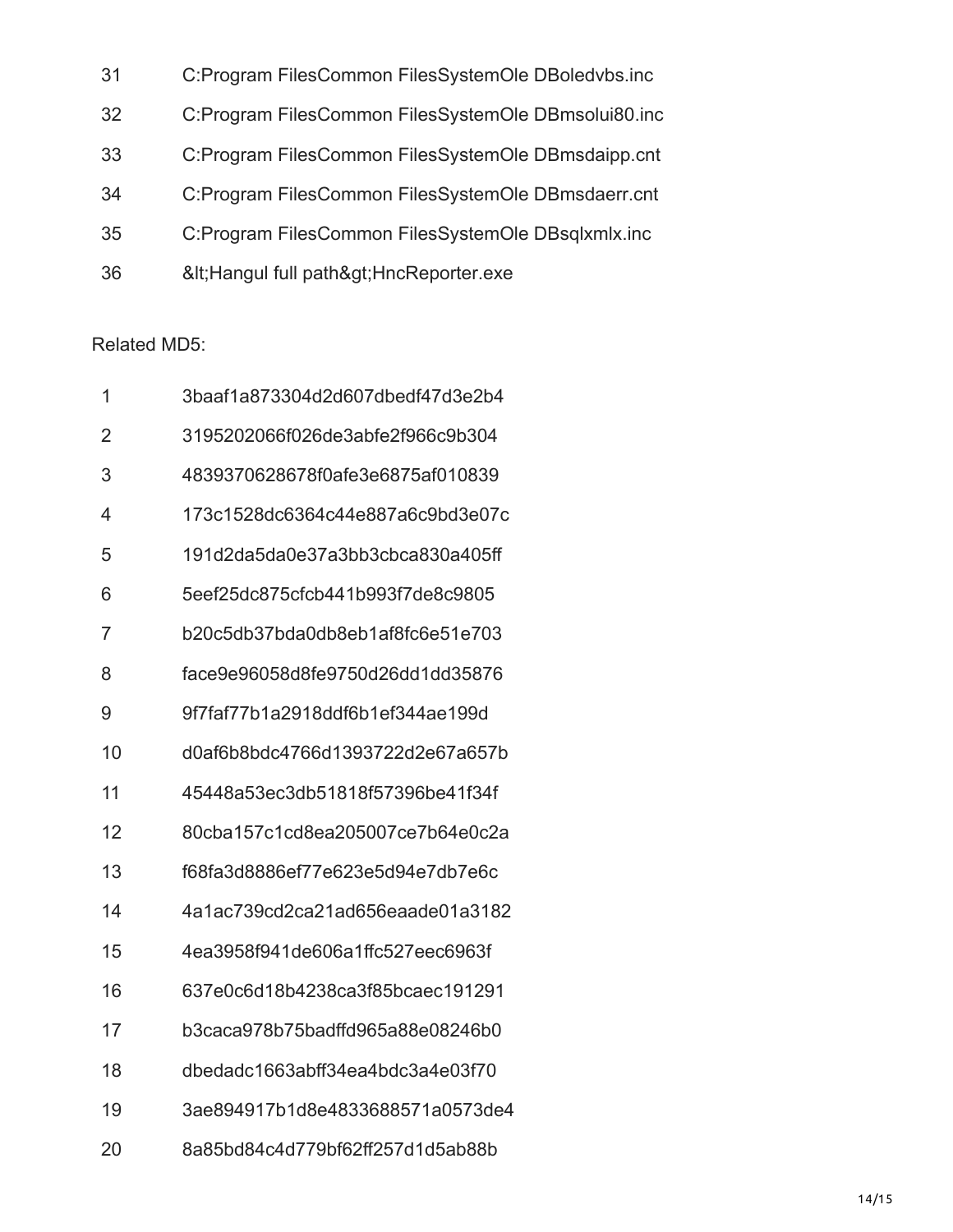| | |
|---|---|
| 31 | C:Program FilesCommon FilesSystemOle DBoledvbs.inc |
| 32 | C:Program FilesCommon FilesSystemOle DBmsolui80.inc |
| 33 | C:Program FilesCommon FilesSystemOle DBmsdaipp.cnt |
| 34 | C:Program FilesCommon FilesSystemOle DBmsdaerr.cnt |
| 35 | C:Program FilesCommon FilesSystemOle DBsqlxmlx.inc |
| 36 | &lt;Hangul full path&gt;HncReporter.exe |

Related MD5:

| | |
|---|---|
| 1 | 3baaf1a873304d2d607dbedf47d3e2b4 |
| 2 | 3195202066f026de3abfe2f966c9b304 |
| 3 | 4839370628678f0afe3e6875af010839 |
| 4 | 173c1528dc6364c44e887a6c9bd3e07c |
| 5 | 191d2da5da0e37a3bb3cbca830a405ff |
| 6 | 5eef25dc875cfcb441b993f7de8c9805 |
| 7 | b20c5db37bda0db8eb1af8fc6e51e703 |
| 8 | face9e96058d8fe9750d26dd1dd35876 |
| 9 | 9f7faf77b1a2918ddf6b1ef344ae199d |
| 10 | d0af6b8bdc4766d1393722d2e67a657b |
| 11 | 45448a53ec3db51818f57396be41f34f |
| 12 | 80cba157c1cd8ea205007ce7b64e0c2a |
| 13 | f68fa3d8886ef77e623e5d94e7db7e6c |
| 14 | 4a1ac739cd2ca21ad656eaade01a3182 |
| 15 | 4ea3958f941de606a1ffc527eec6963f |
| 16 | 637e0c6d18b4238ca3f85bcaec191291 |
| 17 | b3caca978b75badffd965a88e08246b0 |
| 18 | dbedadc1663abff34ea4bdc3a4e03f70 |
| 19 | 3ae894917b1d8e4833688571a0573de4 |
| 20 | 8a85bd84c4d779bf62ff257d1d5ab88b |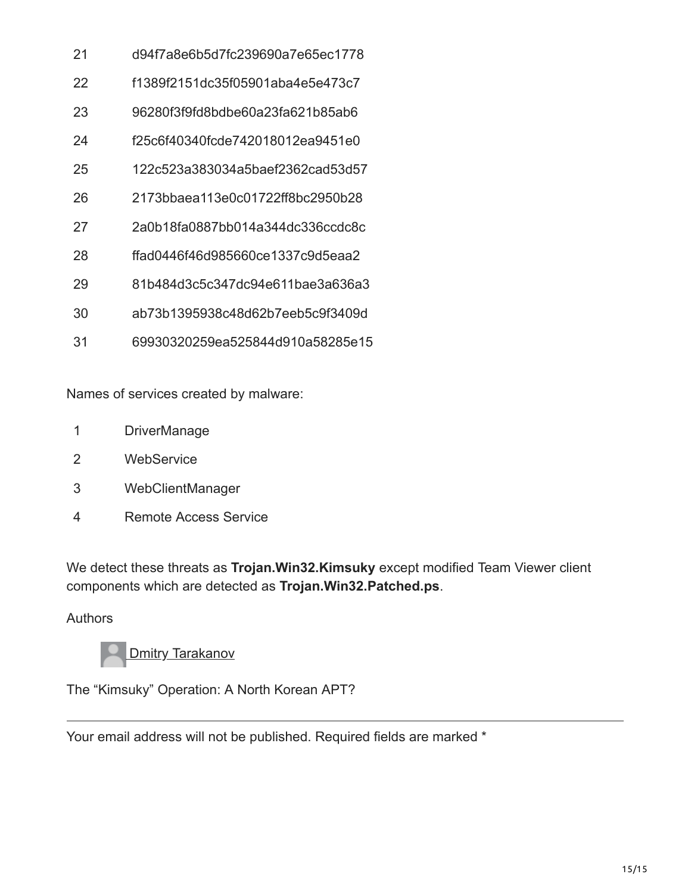| | |
|---|---|
| 21 | d94f7a8e6b5d7fc239690a7e65ec1778 |
| 22 | f1389f2151dc35f05901aba4e5e473c7 |
| 23 | 96280f3f9fd8bdbe60a23fa621b85ab6 |
| 24 | f25c6f40340fcde742018012ea9451e0 |
| 25 | 122c523a383034a5baef2362cad53d57 |
| 26 | 2173bbaea113e0c01722ff8bc2950b28 |
| 27 | 2a0b18fa0887bb014a344dc336ccdc8c |
| 28 | ffad0446f46d985660ce1337c9d5eaa2 |
| 29 | 81b484d3c5c347dc94e611bae3a636a3 |
| 30 | ab73b1395938c48d62b7eeb5c9f3409d |
| 31 | 69930320259ea525844d910a58285e15 |

Names of services created by malware:

| | |
|---|---|
| 1 | DriverManage |
| 2 | WebService |
| 3 | WebClientManager |
| 4 | Remote Access Service |

We detect these threats as **Trojan.Win32.Kimsuky** except modified Team Viewer client components which are detected as **Trojan.Win32.Patched.ps**.

Authors

Dmitry Tarakanov

The "Kimsuky" Operation: A North Korean APT?

---

Your email address will not be published. Required fields are marked *